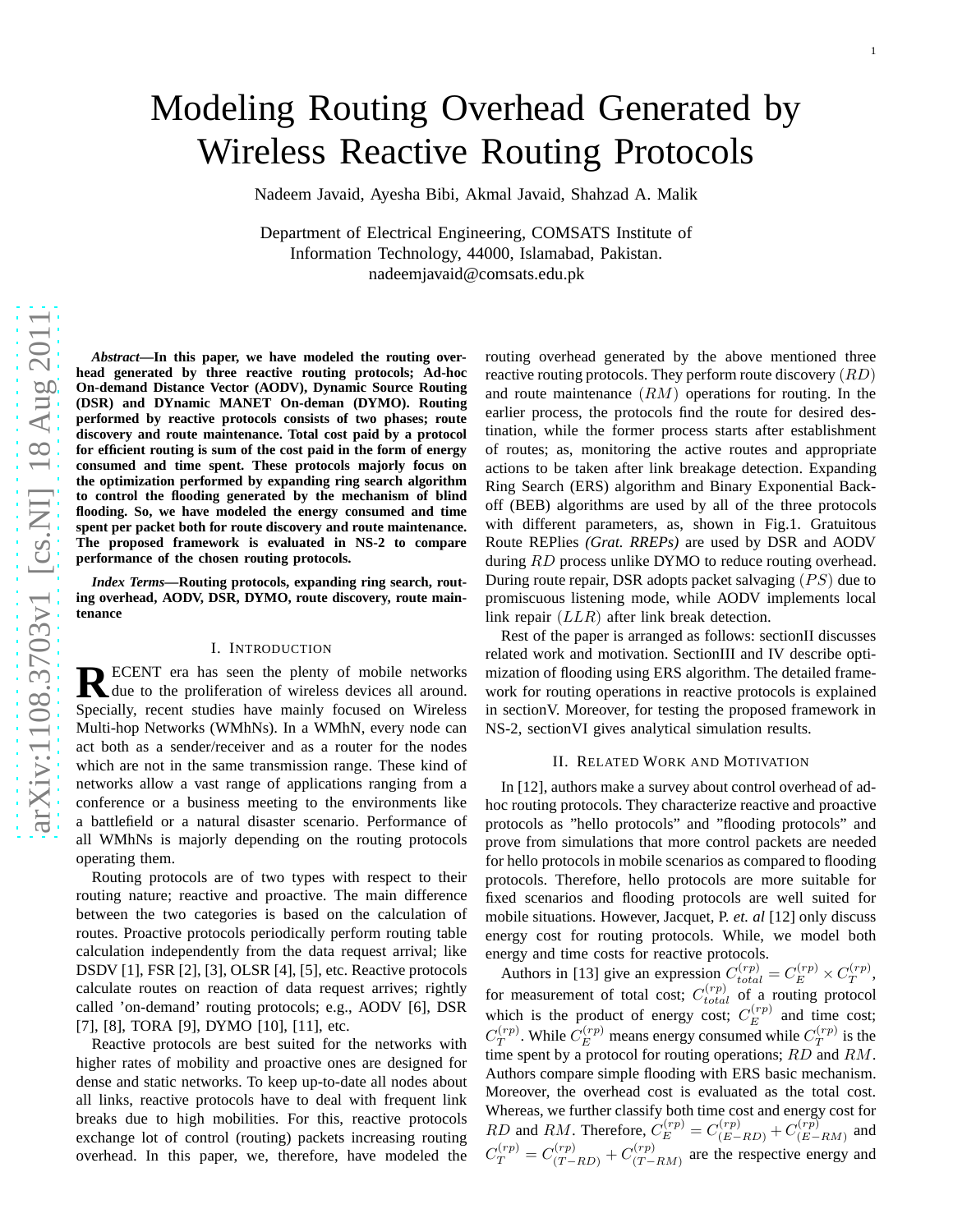# Modeling Routing Overhead Generated by Wireless Reactive Routing Protocols

Nadeem Javaid, Ayesha Bibi, Akmal Javaid, Shahzad A. Malik

Department of Electrical Engineering, COMSATS Institute of Information Technology, 44000, Islamabad, Pakistan.
nadeemjavaid@comsats.edu.pk

***Abstract*—In this paper, we have modeled the routing overhead generated by three reactive routing protocols; Ad-hoc On-demand Distance Vector (AODV), Dynamic Source Routing (DSR) and DYnamic MANET On-deman (DYMO). Routing performed by reactive protocols consists of two phases; route discovery and route maintenance. Total cost paid by a protocol for efficient routing is sum of the cost paid in the form of energy consumed and time spent. These protocols majorly focus on the optimization performed by expanding ring search algorithm to control the flooding generated by the mechanism of blind flooding. So, we have modeled the energy consumed and time spent per packet both for route discovery and route maintenance. The proposed framework is evaluated in NS-2 to compare performance of the chosen routing protocols.**

***Index Terms*—Routing protocols, expanding ring search, routing overhead, AODV, DSR, DYMO, route discovery, route maintenance**

## I. Introduction

RECENT era has seen the plenty of mobile networks due to the proliferation of wireless devices all around. Specially, recent studies have mainly focused on Wireless Multi-hop Networks (WMhNs). In a WMhN, every node can act both as a sender/receiver and as a router for the nodes which are not in the same transmission range. These kind of networks allow a vast range of applications ranging from a conference or a business meeting to the environments like a battlefield or a natural disaster scenario. Performance of all WMhNs is majorly depending on the routing protocols operating them.

Routing protocols are of two types with respect to their routing nature; reactive and proactive. The main difference between the two categories is based on the calculation of routes. Proactive protocols periodically perform routing table calculation independently from the data request arrival; like DSDV [1], FSR [2], [3], OLSR [4], [5], etc. Reactive protocols calculate routes on reaction of data request arrives; rightly called 'on-demand' routing protocols; e.g., AODV [6], DSR [7], [8], TORA [9], DYMO [10], [11], etc.

Reactive protocols are best suited for the networks with higher rates of mobility and proactive ones are designed for dense and static networks. To keep up-to-date all nodes about all links, reactive protocols have to deal with frequent link breaks due to high mobilities. For this, reactive protocols exchange lot of control (routing) packets increasing routing overhead. In this paper, we, therefore, have modeled the routing overhead generated by the above mentioned three reactive routing protocols. They perform route discovery $(RD)$ and route maintenance $(RM)$ operations for routing. In the earlier process, the protocols find the route for desired destination, while the former process starts after establishment of routes; as, monitoring the active routes and appropriate actions to be taken after link breakage detection. Expanding Ring Search (ERS) algorithm and Binary Exponential Backoff (BEB) algorithms are used by all of the three protocols with different parameters, as, shown in Fig.1. Gratuitous Route REPlies *(Grat. RREPs)* are used by DSR and AODV during $RD$ process unlike DYMO to reduce routing overhead. During route repair, DSR adopts packet salvaging $(PS)$ due to promiscuous listening mode, while AODV implements local link repair $(LLR)$ after link break detection.

Rest of the paper is arranged as follows: sectionII discusses related work and motivation. SectionIII and IV describe optimization of flooding using ERS algorithm. The detailed framework for routing operations in reactive protocols is explained in sectionV. Moreover, for testing the proposed framework in NS-2, sectionVI gives analytical simulation results.

## II. Related Work and Motivation

In [12], authors make a survey about control overhead of ad-hoc routing protocols. They characterize reactive and proactive protocols as "hello protocols" and "flooding protocols" and prove from simulations that more control packets are needed for hello protocols in mobile scenarios as compared to flooding protocols. Therefore, hello protocols are more suitable for fixed scenarios and flooding protocols are well suited for mobile situations. However, Jacquet, P. *et. al* [12] only discuss energy cost for routing protocols. While, we model both energy and time costs for reactive protocols.

Authors in [13] give an expression $C_{total}^{(rp)} = C_E^{(rp)} \times C_T^{(rp)}$, for measurement of total cost; $C_{total}^{(rp)}$ of a routing protocol which is the product of energy cost; $C_E^{(rp)}$ and time cost; $C_T^{(rp)}$. While $C_E^{(rp)}$ means energy consumed while $C_T^{(rp)}$ is the time spent by a protocol for routing operations; $RD$ and $RM$. Authors compare simple flooding with ERS basic mechanism. Moreover, the overhead cost is evaluated as the total cost. Whereas, we further classify both time cost and energy cost for $RD$ and $RM$. Therefore, $C_E^{(rp)} = C_{(E-RD)}^{(rp)} + C_{(E-RM)}^{(rp)}$ and $C_T^{(rp)} = C_{(T-RD)}^{(rp)} + C_{(T-RM)}^{(rp)}$ are the respective energy and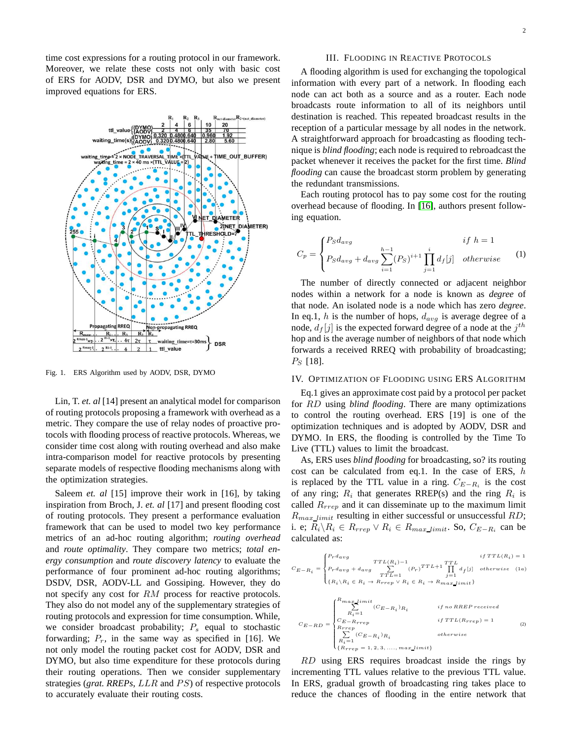time cost expressions for a routing protocol in our framework. Moreover, we relate these costs not only with basic cost of ERS for AODV, DSR and DYMO, but also we present improved equations for ERS.

Fig. 1. ERS Algorithm used by AODV, DSR, DYMO

Lin, T. *et. al* [14] present an analytical model for comparison of routing protocols proposing a framework with overhead as a metric. They compare the use of relay nodes of proactive protocols with flooding process of reactive protocols. Whereas, we consider time cost along with routing overhead and also make intra-comparison model for reactive protocols by presenting separate models of respective flooding mechanisms along with the optimization strategies.

Saleem *et. al* [15] improve their work in [16], by taking inspiration from Broch, J. *et. al* [17] and present flooding cost of routing protocols. They present a performance evaluation framework that can be used to model two key performance metrics of an ad-hoc routing algorithm; *routing overhead* and *route optimality*. They compare two metrics; *total energy consumption* and *route discovery latency* to evaluate the performance of four prominent ad-hoc routing algorithms; DSDV, DSR, AODV-LL and Gossiping. However, they do not specify any cost for $RM$ process for reactive protocols. They also do not model any of the supplementary strategies of routing protocols and expression for time consumption. While, we consider broadcast probability; $P_s$ equal to stochastic forwarding; $P_r$, in the same way as specified in [16]. We not only model the routing packet cost for AODV, DSR and DYMO, but also time expenditure for these protocols during their routing operations. Then we consider supplementary strategies (*grat. RREPs*, $LLR$ and $PS$) of respective protocols to accurately evaluate their routing costs.

## III. Flooding in Reactive Protocols

A flooding algorithm is used for exchanging the topological information with every part of a network. In flooding each node can act both as a source and as a router. Each node broadcasts route information to all of its neighbors until destination is reached. This repeated broadcast results in the reception of a particular message by all nodes in the network. A straightforward approach for broadcasting as flooding technique is *blind flooding*; each node is required to rebroadcast the packet whenever it receives the packet for the first time. *Blind flooding* can cause the broadcast storm problem by generating the redundant transmissions.

Each routing protocol has to pay some cost for the routing overhead because of flooding. In [16], authors present following equation.

$$C_p = \begin{cases} P_S d_{avg} & if\ h = 1 \\ P_S d_{avg} + d_{avg} \sum_{i=1}^{h-1} (P_S)^{i+1} \prod_{j=1}^{i} d_f[j] & otherwise \end{cases} \quad (1)$$

The number of directly connected or adjacent neighbor nodes within a network for a node is known as *degree* of that node. An isolated node is a node which has zero *degree*. In eq.1, $h$ is the number of hops, $d_{avg}$ is average degree of a node, $d_f[j]$ is the expected forward degree of a node at the $j^{th}$ hop and is the average number of neighbors of that node which forwards a received RREQ with probability of broadcasting; $P_S$ [18].

## IV. Optimization of Flooding using ERS Algorithm

Eq.1 gives an approximate cost paid by a protocol per packet for $RD$ using *blind flooding*. There are many optimizations to control the routing overhead. ERS [19] is one of the optimization techniques and is adopted by AODV, DSR and DYMO. In ERS, the flooding is controlled by the Time To Live (TTL) values to limit the broadcast.

As, ERS uses *blind flooding* for broadcasting, so? its routing cost can be calculated from eq.1. In the case of ERS, $h$ is replaced by the TTL value in a ring. $C_{E-R_i}$ is the cost of any ring; $R_i$ that generates RREP(s) and the ring $R_i$ is called $R_{rrep}$ and it can disseminate up to the maximum limit $R_{max\_limit}$ resulting in either successful or unsuccessful $RD$; i. e; $R_i \backslash R_i \in R_{rrep} \vee R_i \in R_{max\_limit}$. So, $C_{E-R_i}$ can be calculated as:

$$C_{E-R_i} = \begin{cases} P_r d_{avg} & if\ TTL(R_i) = 1 \\ P_r d_{avg} + d_{avg} \sum_{TTL=1}^{TTL(R_i)-1} (P_r)^{TTL+1} \prod_{j=1}^{TTL} d_f[j] & otherwise \\ \{R_i \backslash R_i \in R_i \rightarrow R_{rrep} \vee R_i \in R_i \rightarrow R_{max\_limit}\} \end{cases} \quad (1a)$$

$$C_{E-RD} = \begin{cases} \sum_{R_i=1}^{R_{max\_limit}} (C_{E-R_i})_{R_i} & if\ no\ RREP\ received \\ C_{E-R_{rrep}} & if\ TTL(R_{rrep}) = 1 \\ \sum_{R_i=1}^{R_{rrep}} (C_{E-R_i})_{R_i} & otherwise \\ \{R_{rrep} = 1, 2, 3, ...., max\_limit\} \end{cases} \quad (2)$$

$RD$ using ERS requires broadcast inside the rings by incrementing TTL values relative to the previous TTL value. In ERS, gradual growth of broadcasting ring takes place to reduce the chances of flooding in the entire network that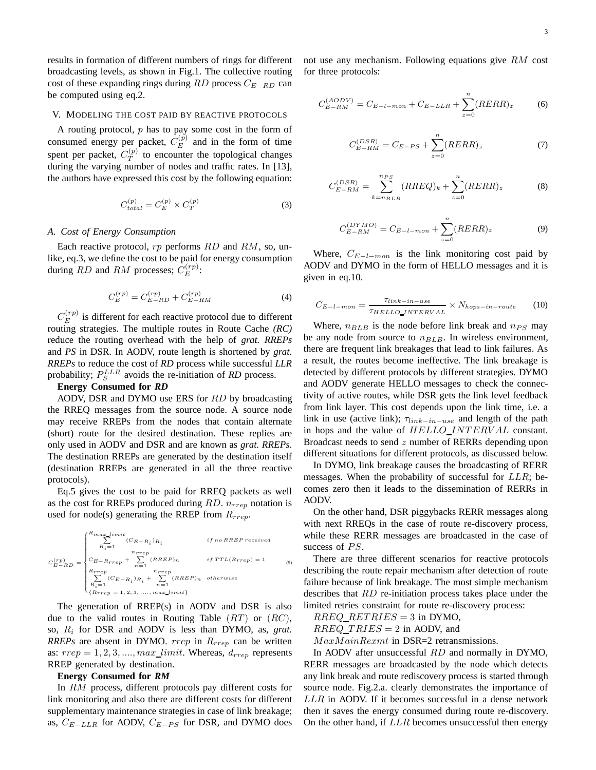results in formation of different numbers of rings for different broadcasting levels, as shown in Fig.1. The collective routing cost of these expanding rings during $RD$ process $C_{E-RD}$ can be computed using eq.2.

## V. Modeling the cost paid by reactive protocols

A routing protocol, $p$ has to pay some cost in the form of consumed energy per packet, $C_E^{(p)}$ and in the form of time spent per packet, $C_T^{(p)}$ to encounter the topological changes during the varying number of nodes and traffic rates. In [13], the authors have expressed this cost by the following equation:

$$C_{total}^{(p)} = C_E^{(p)} \times C_T^{(p)} \tag{3}$$

### A. Cost of Energy Consumption

Each reactive protocol, $rp$ performs $RD$ and $RM$, so, unlike, eq.3, we define the cost to be paid for energy consumption during $RD$ and $RM$ processes; $C_E^{(rp)}$:

$$C_E^{(rp)} = C_{E-RD}^{(rp)} + C_{E-RM}^{(rp)} \tag{4}$$

$C_E^{(rp)}$ is different for each reactive protocol due to different routing strategies. The multiple routes in Route Cache *(RC)* reduce the routing overhead with the help of *grat. RREPs* and *PS* in DSR. In AODV, route length is shortened by *grat. RREPs* to reduce the cost of *RD* process while successful *LLR* probability; $P_S^{LLR}$ avoids the re-initiation of *RD* process.

**Energy Consumed for *RD***

AODV, DSR and DYMO use ERS for $RD$ by broadcasting the RREQ messages from the source node. A source node may receive RREPs from the nodes that contain alternate (short) route for the desired destination. These replies are only used in AODV and DSR and are known as *grat. RREPs*. The destination RREPs are generated by the destination itself (destination RREPs are generated in all the three reactive protocols).

Eq.5 gives the cost to be paid for RREQ packets as well as the cost for RREPs produced during $RD$. $n_{rrep}$ notation is used for node(s) generating the RREP from $R_{rrep}$.

$$C_{E-RD}^{(rp)} = \begin{cases} \sum\limits_{R_i=1}^{R_{max\_limit}} (C_{E-R_i})_{R_i} & if\ no\ RREP\ received \\ C_{E-R_{rrep}} + \sum\limits_{n=1}^{n_{rrep}} (RREP)_n & if\ TTL(R_{rrep}) = 1 \\ \sum\limits_{R_i=1}^{R_{rrep}} (C_{E-R_i})_{R_i} + \sum\limits_{n=1}^{n_{rrep}} (RREP)_n & otherwise \\ \{R_{rrep} = 1, 2, 3, ...., max\_limit\} & \end{cases} \tag{5}$$

The generation of RREP(s) in AODV and DSR is also due to the valid routes in Routing Table $(RT)$ or $(RC)$, so, $R_i$ for DSR and AODV is less than DYMO, as, *grat. RREPs* are absent in DYMO. $rrep$ in $R_{rrep}$ can be written as: $rrep = 1, 2, 3, ...., max\_limit$. Whereas, $d_{rrep}$ represents RREP generated by destination.

**Energy Consumed for *RM***

In $RM$ process, different protocols pay different costs for link monitoring and also there are different costs for different supplementary maintenance strategies in case of link breakage; as, $C_{E-LLR}$ for AODV, $C_{E-PS}$ for DSR, and DYMO does not use any mechanism. Following equations give $RM$ cost for three protocols:

$$C_{E-RM}^{(AODV)} = C_{E-l-mon} + C_{E-LLR} + \sum_{z=0}^{n} (RERR)_z \tag{6}$$

$$C_{E-RM}^{(DSR)} = C_{E-PS} + \sum_{z=0}^{n} (RERR)_z \tag{7}$$

$$C_{E-RM}^{(DSR)} = \sum_{k=n_{BLB}}^{n_{PS}} (RREQ)_k + \sum_{z=0}^{n} (RERR)_z \tag{8}$$

$$C_{E-RM}^{(DYMO)} = C_{E-l-mon} + \sum_{z=0}^{n} (RERR)_z \tag{9}$$

Where, $C_{E-l-mon}$ is the link monitoring cost paid by AODV and DYMO in the form of HELLO messages and it is given in eq.10.

$$C_{E-l-mon} = \frac{\tau_{link-in-use}}{\tau_{HELLO\_INTERVAL}} \times N_{hops-in-route} \tag{10}$$

Where, $n_{BLB}$ is the node before link break and $n_{PS}$ may be any node from source to $n_{BLB}$. In wireless environment, there are frequent link breakages that lead to link failures. As a result, the routes become ineffective. The link breakage is detected by different protocols by different strategies. DYMO and AODV generate HELLO messages to check the connectivity of active routes, while DSR gets the link level feedback from link layer. This cost depends upon the link time, i.e. a link in use (active link); $\tau_{link-in-use}$ and length of the path in hops and the value of $HELLO\_INTERVAL$ constant. Broadcast needs to send $z$ number of RERRs depending upon different situations for different protocols, as discussed below.

In DYMO, link breakage causes the broadcasting of RERR messages. When the probability of successful for $LLR$; becomes zero then it leads to the dissemination of RERRs in AODV.

On the other hand, DSR piggybacks RERR messages along with next RREQs in the case of route re-discovery process, while these RERR messages are broadcasted in the case of success of $PS$.

There are three different scenarios for reactive protocols describing the route repair mechanism after detection of route failure because of link breakage. The most simple mechanism describes that $RD$ re-initiation process takes place under the limited retries constraint for route re-discovery process:

$RREQ\_RETRIES = 3$ in DYMO,

$RREQ\_TRIES = 2$ in AODV, and

$MaxMainRexmt$ in DSR=2 retransmissions.

In AODV after unsuccessful $RD$ and normally in DYMO, RERR messages are broadcasted by the node which detects any link break and route rediscovery process is started through source node. Fig.2.a. clearly demonstrates the importance of $LLR$ in AODV. If it becomes successful in a dense network then it saves the energy consumed during route re-discovery. On the other hand, if $LLR$ becomes unsuccessful then energy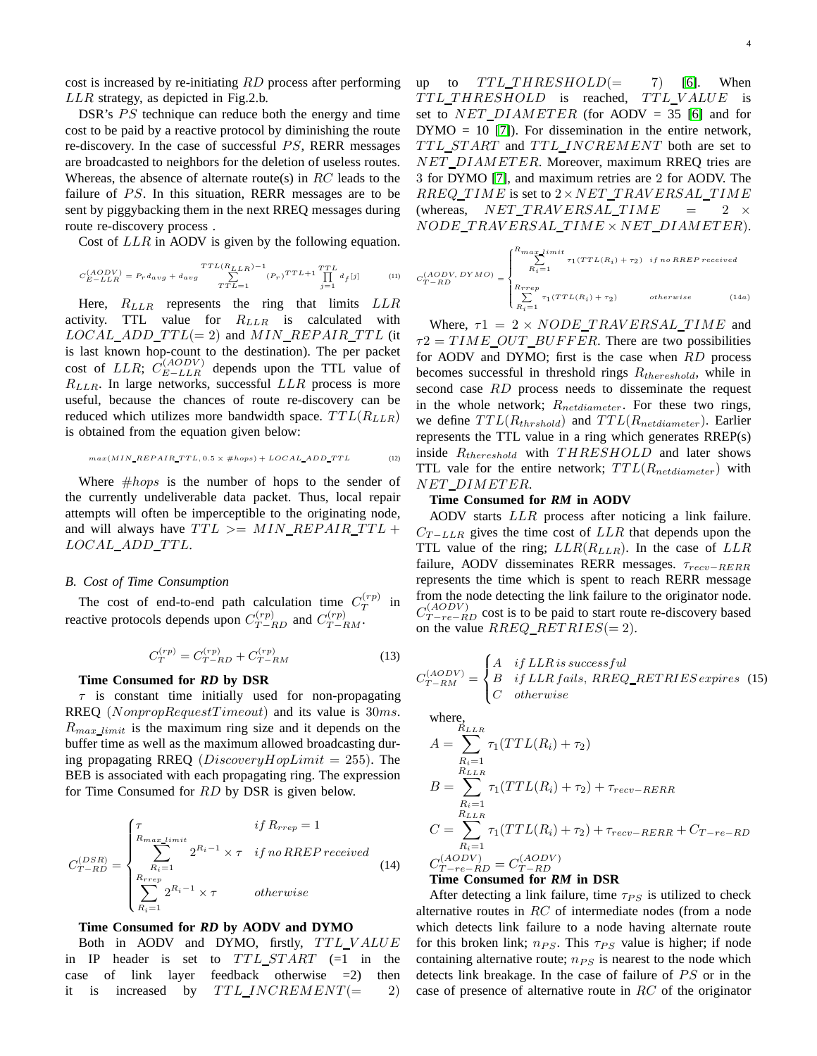cost is increased by re-initiating $RD$ process after performing $LLR$ strategy, as depicted in Fig.2.b.

DSR's $PS$ technique can reduce both the energy and time cost to be paid by a reactive protocol by diminishing the route re-discovery. In the case of successful $PS$, RERR messages are broadcasted to neighbors for the deletion of useless routes. Whereas, the absence of alternate route(s) in $RC$ leads to the failure of $PS$. In this situation, RERR messages are to be sent by piggybacking them in the next RREQ messages during route re-discovery process .

Cost of $LLR$ in AODV is given by the following equation.

$$C_{E-LLR}^{(AODV)} = P_r d_{avg} + d_{avg} \sum_{TTL=1}^{TTL(R_{LLR})-1} (P_r)^{TTL+1} \prod_{j=1}^{TTL} d_f[j] \qquad (11)$$

Here, $R_{LLR}$ represents the ring that limits $LLR$ activity. TTL value for $R_{LLR}$ is calculated with $LOCAL\_ADD\_TTL(=2)$ and $MIN\_REPAIR\_TTL$ (it is last known hop-count to the destination). The per packet cost of $LLR$; $C_{E-LLR}^{(AODV)}$ depends upon the TTL value of $R_{LLR}$. In large networks, successful $LLR$ process is more useful, because the chances of route re-discovery can be reduced which utilizes more bandwidth space. $TTL(R_{LLR})$ is obtained from the equation given below:

$$max(MIN\_REPAIR\_TTL, 0.5 \times \#hops) + LOCAL\_ADD\_TTL \qquad (12)$$

Where $\#hops$ is the number of hops to the sender of the currently undeliverable data packet. Thus, local repair attempts will often be imperceptible to the originating node, and will always have $TTL >= MIN\_REPAIR\_TTL + LOCAL\_ADD\_TTL$.

### B. Cost of Time Consumption

The cost of end-to-end path calculation time $C_T^{(rp)}$ in reactive protocols depends upon $C_{T-RD}^{(rp)}$ and $C_{T-RM}^{(rp)}$.

$$C_T^{(rp)} = C_{T-RD}^{(rp)} + C_{T-RM}^{(rp)} \qquad (13)$$

**Time Consumed for *RD* by DSR**

$\tau$ is constant time initially used for non-propagating RREQ ($NonpropRequestTimeout$) and its value is $30ms$. $R_{max\_limit}$ is the maximum ring size and it depends on the buffer time as well as the maximum allowed broadcasting during propagating RREQ ($DiscoveryHopLimit = 255$). The BEB is associated with each propagating ring. The expression for Time Consumed for $RD$ by DSR is given below.

$$C_{T-RD}^{(DSR)} = \begin{cases} \tau & if\, R_{rrep} = 1 \\ \sum_{R_i=1}^{R_{max\_limit}} 2^{R_i - 1} \times \tau & if\, no\, RREP\, received \\ \sum_{R_i=1}^{R_{rrep}} 2^{R_i - 1} \times \tau & otherwise \end{cases} \qquad (14)$$

**Time Consumed for *RD* by AODV and DYMO**

Both in AODV and DYMO, firstly, $TTL\_VALUE$ in IP header is set to $TTL\_START$ (=1 in the case of link layer feedback otherwise =2) then it is increased by $TTL\_INCREMENT(= 2)$ up to $TTL\_THRESHOLD(= 7)$ [6]. When $TTL\_THRESHOLD$ is reached, $TTL\_VALUE$ is set to $NET\_DIAMETER$ (for AODV = 35 [6] and for DYMO = 10 [7]). For dissemination in the entire network, $TTL\_START$ and $TTL\_INCREMENT$ both are set to $NET\_DIAMETER$. Moreover, maximum RREQ tries are 3 for DYMO [7], and maximum retries are 2 for AODV. The $RREQ\_TIME$ is set to $2 \times NET\_TRAVERSAL\_TIME$ (whereas, $NET\_TRAVERSAL\_TIME = 2 \times NODE\_TRAVERSAL\_TIME \times NET\_DIAMETER$).

$$C_{T-RD}^{(AODV,\, DYMO)} = \begin{cases} \sum_{R_i=1}^{R_{max\_limit}} \tau_1(TTL(R_i) + \tau_2) & if\, no\, RREP\, received \\ \sum_{R_i=1}^{R_{rrep}} \tau_1(TTL(R_i) + \tau_2) & otherwise \end{cases} \qquad (14a)$$

Where, $\tau 1 = 2 \times NODE\_TRAVERSAL\_TIME$ and $\tau 2 = TIME\_OUT\_BUFFER$. There are two possibilities for AODV and DYMO; first is the case when $RD$ process becomes successful in threshold rings $R_{thereshold}$, while in second case $RD$ process needs to disseminate the request in the whole network; $R_{netdiameter}$. For these two rings, we define $TTL(R_{thrshold})$ and $TTL(R_{netdiameter})$. Earlier represents the TTL value in a ring which generates RREP(s) inside $R_{thereshold}$ with $THRESHOLD$ and later shows TTL vale for the entire network; $TTL(R_{netdiameter})$ with $NET\_DIMETER$.

**Time Consumed for *RM* in AODV**

AODV starts $LLR$ process after noticing a link failure. $C_{T-LLR}$ gives the time cost of $LLR$ that depends upon the TTL value of the ring; $LLR(R_{LLR})$. In the case of $LLR$ failure, AODV disseminates RERR messages. $\tau_{recv-RERR}$ represents the time which is spent to reach RERR message from the node detecting the link failure to the originator node. $C_{T-re-RD}^{(AODV)}$ cost is to be paid to start route re-discovery based on the value $RREQ\_RETRIES(=2)$.

$$C_{T-RM}^{(AODV)} = \begin{cases} A & if\, LLR\, is\, successful \\ B & if\, LLR\, fails,\, RREQ\_RETRIES\, expires \\ C & otherwise \end{cases} \qquad (15)$$

where,

$$A = \sum_{R_i=1}^{R_{LLR}} \tau_1(TTL(R_i) + \tau_2)$$

$$B = \sum_{R_i=1}^{R_{LLR}} \tau_1(TTL(R_i) + \tau_2) + \tau_{recv-RERR}$$

$$C = \sum_{R_i=1}^{R_{LLR}} \tau_1(TTL(R_i) + \tau_2) + \tau_{recv-RERR} + C_{T-re-RD}$$

$$C_{T-re-RD}^{(AODV)} = C_{T-RD}^{(AODV)}$$

**Time Consumed for *RM* in DSR**

After detecting a link failure, time $\tau_{PS}$ is utilized to check alternative routes in $RC$ of intermediate nodes (from a node which detects link failure to a node having alternate route for this broken link; $n_{PS}$. This $\tau_{PS}$ value is higher; if node containing alternative route; $n_{PS}$ is nearest to the node which detects link breakage. In the case of failure of $PS$ or in the case of presence of alternative route in $RC$ of the originator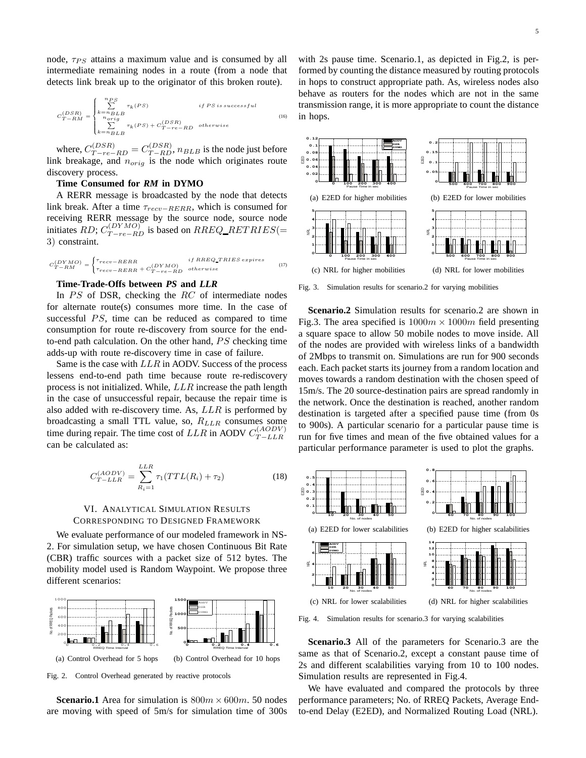node, $\tau_{PS}$ attains a maximum value and is consumed by all intermediate remaining nodes in a route (from a node that detects link break up to the originator of this broken route).

$$C_{T-RM}^{(DSR)} = \begin{cases} \sum_{k=n_{BLB}}^{n_{PS}} \tau_k(PS) & if\ PS\ is\ successful \\ \sum_{k=n_{BLB}}^{n_{orig}} \tau_k(PS) + C_{T-re-RD}^{(DSR)} & otherwise \end{cases} \quad (16)$$

where, $C_{T-re-RD}^{(DSR)} = C_{T-RD}^{(DSR)}$, $n_{BLB}$ is the node just before link breakage, and $n_{orig}$ is the node which originates route discovery process.

**Time Consumed for *RM* in DYMO**

A RERR message is broadcasted by the node that detects link break. After a time $\tau_{recv-RERR}$, which is consumed for receiving RERR message by the source node, source node initiates $RD$; $C_{T-re-RD}^{(DYMO)}$ is based on $RREQ\_RETRIES (= 3)$ constraint.

$$C_{T-RM}^{(DYMO)} = \begin{cases} \tau_{recv-RERR} & if\ RREQ\_TRIES\ expires \\ \tau_{recv-RERR} + C_{T-re-RD}^{(DYMO)} & otherwise \end{cases} \quad (17)$$

**Time-Trade-Offs between *PS* and *LLR***

In $PS$ of DSR, checking the $RC$ of intermediate nodes for alternate route(s) consumes more time. In the case of successful $PS$, time can be reduced as compared to time consumption for route re-discovery from source for the end-to-end path calculation. On the other hand, $PS$ checking time adds-up with route re-discovery time in case of failure.

Same is the case with $LLR$ in AODV. Success of the process lessens end-to-end path time because route re-rediscovery process is not initialized. While, $LLR$ increase the path length in the case of unsuccessful repair, because the repair time is also added with re-discovery time. As, $LLR$ is performed by broadcasting a small TTL value, so, $R_{LLR}$ consumes some time during repair. The time cost of $LLR$ in AODV $C_{T-LLR}^{(AODV)}$ can be calculated as:

$$C_{T-LLR}^{(AODV)} = \sum_{R_i=1}^{LLR} \tau_1(TTL(R_i) + \tau_2) \quad (18)$$

## VI. Analytical Simulation Results Corresponding to Designed Framework

We evaluate performance of our modeled framework in NS-2. For simulation setup, we have chosen Continuous Bit Rate (CBR) traffic sources with a packet size of 512 bytes. The mobility model used is Random Waypoint. We propose three different scenarios:

(a) Control Overhead for 5 hops (b) Control Overhead for 10 hops

Fig. 2. Control Overhead generated by reactive protocols

**Scenario.1** Area for simulation is $800m \times 600m$. 50 nodes are moving with speed of 5m/s for simulation time of 300s with 2s pause time. Scenario.1, as depicted in Fig.2, is performed by counting the distance measured by routing protocols in hops to construct appropriate path. As, wireless nodes also behave as routers for the nodes which are not in the same transmission range, it is more appropriate to count the distance in hops.

(a) E2ED for higher mobilities (b) E2ED for lower mobilities

(c) NRL for higher mobilities (d) NRL for lower mobilities

Fig. 3. Simulation results for scenario.2 for varying mobilities

**Scenario.2** Simulation results for scenario.2 are shown in Fig.3. The area specified is $1000m \times 1000m$ field presenting a square space to allow 50 mobile nodes to move inside. All of the nodes are provided with wireless links of a bandwidth of 2Mbps to transmit on. Simulations are run for 900 seconds each. Each packet starts its journey from a random location and moves towards a random destination with the chosen speed of 15m/s. The 20 source-destination pairs are spread randomly in the network. Once the destination is reached, another random destination is targeted after a specified pause time (from 0s to 900s). A particular scenario for a particular pause time is run for five times and mean of the five obtained values for a particular performance parameter is used to plot the graphs.

(a) E2ED for lower scalabilities (b) E2ED for higher scalabilities

(c) NRL for lower scalabilities (d) NRL for higher scalabilities

Fig. 4. Simulation results for scenario.3 for varying scalabilities

**Scenario.3** All of the parameters for Scenario.3 are the same as that of Scenario.2, except a constant pause time of 2s and different scalabilities varying from 10 to 100 nodes. Simulation results are represented in Fig.4.

We have evaluated and compared the protocols by three performance parameters; No. of RREQ Packets, Average End-to-end Delay (E2ED), and Normalized Routing Load (NRL).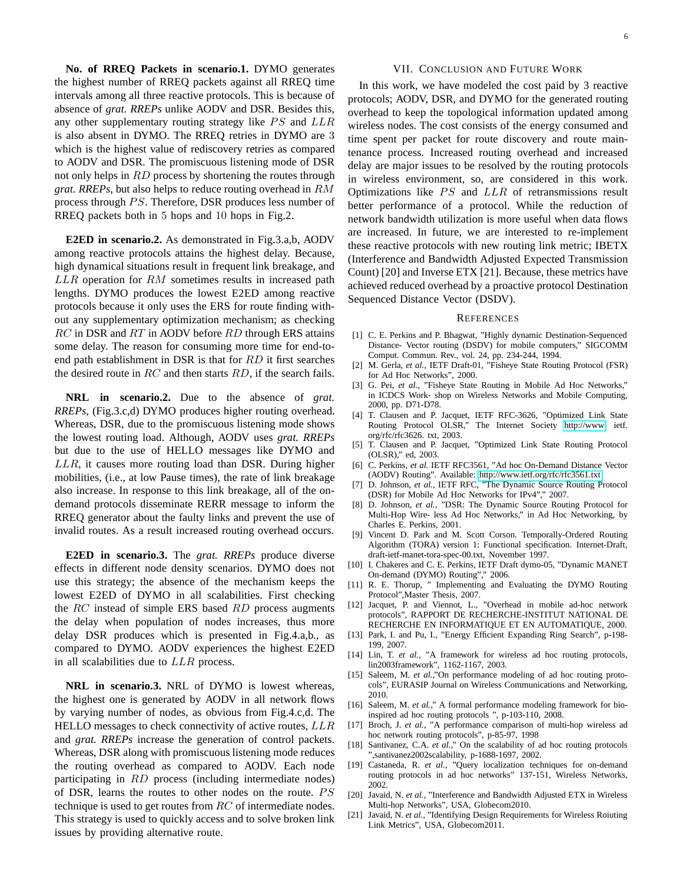**No. of RREQ Packets in scenario.1.** DYMO generates the highest number of RREQ packets against all RREQ time intervals among all three reactive protocols. This is because of absence of *grat. RREPs* unlike AODV and DSR. Besides this, any other supplementary routing strategy like $PS$ and $LLR$ is also absent in DYMO. The RREQ retries in DYMO are 3 which is the highest value of rediscovery retries as compared to AODV and DSR. The promiscuous listening mode of DSR not only helps in $RD$ process by shortening the routes through *grat. RREPs*, but also helps to reduce routing overhead in $RM$ process through $PS$. Therefore, DSR produces less number of RREQ packets both in 5 hops and 10 hops in Fig.2.

**E2ED in scenario.2.** As demonstrated in Fig.3.a,b, AODV among reactive protocols attains the highest delay. Because, high dynamical situations result in frequent link breakage, and $LLR$ operation for $RM$ sometimes results in increased path lengths. DYMO produces the lowest E2ED among reactive protocols because it only uses the ERS for route finding without any supplementary optimization mechanism; as checking $RC$ in DSR and $RT$ in AODV before $RD$ through ERS attains some delay. The reason for consuming more time for end-to-end path establishment in DSR is that for $RD$ it first searches the desired route in $RC$ and then starts $RD$, if the search fails.

**NRL in scenario.2.** Due to the absence of *grat. RREPs*, (Fig.3.c,d) DYMO produces higher routing overhead. Whereas, DSR, due to the promiscuous listening mode shows the lowest routing load. Although, AODV uses *grat. RREPs* but due to the use of HELLO messages like DYMO and $LLR$, it causes more routing load than DSR. During higher mobilities, (i.e., at low Pause times), the rate of link breakage also increase. In response to this link breakage, all of the on-demand protocols disseminate RERR message to inform the RREQ generator about the faulty links and prevent the use of invalid routes. As a result increased routing overhead occurs.

**E2ED in scenario.3.** The *grat. RREPs* produce diverse effects in different node density scenarios. DYMO does not use this strategy; the absence of the mechanism keeps the lowest E2ED of DYMO in all scalabilities. First checking the $RC$ instead of simple ERS based $RD$ process augments the delay when population of nodes increases, thus more delay DSR produces which is presented in Fig.4.a,b., as compared to DYMO. AODV experiences the highest E2ED in all scalabilities due to $LLR$ process.

**NRL in scenario.3.** NRL of DYMO is lowest whereas, the highest one is generated by AODV in all network flows by varying number of nodes, as obvious from Fig.4.c,d. The HELLO messages to check connectivity of active routes, $LLR$ and *grat. RREPs* increase the generation of control packets. Whereas, DSR along with promiscuous listening mode reduces the routing overhead as compared to AODV. Each node participating in $RD$ process (including intermediate nodes) of DSR, learns the routes to other nodes on the route. $PS$ technique is used to get routes from $RC$ of intermediate nodes. This strategy is used to quickly access and to solve broken link issues by providing alternative route.

## VII. Conclusion and Future Work

In this work, we have modeled the cost paid by 3 reactive protocols; AODV, DSR, and DYMO for the generated routing overhead to keep the topological information updated among wireless nodes. The cost consists of the energy consumed and time spent per packet for route discovery and route maintenance process. Increased routing overhead and increased delay are major issues to be resolved by the routing protocols in wireless environment, so, are considered in this work. Optimizations like $PS$ and $LLR$ of retransmissions result better performance of a protocol. While the reduction of network bandwidth utilization is more useful when data flows are increased. In future, we are interested to re-implement these reactive protocols with new routing link metric; IBETX (Interference and Bandwidth Adjusted Expected Transmission Count) [20] and Inverse ETX [21]. Because, these metrics have achieved reduced overhead by a proactive protocol Destination Sequenced Distance Vector (DSDV).

## References

[1] C. E. Perkins and P. Bhagwat, "Highly dynamic Destination-Sequenced Distance- Vector routing (DSDV) for mobile computers," SIGCOMM Comput. Commun. Rev., vol. 24, pp. 234-244, 1994.

[2] M. Gerla, *et al.*, IETF Draft-01, "Fisheye State Routing Protocol (FSR) for Ad Hoc Networks", 2000.

[3] G. Pei, *et al.*, "Fisheye State Routing in Mobile Ad Hoc Networks," in ICDCS Work- shop on Wireless Networks and Mobile Computing, 2000, pp. D71-D78.

[4] T. Clausen and P. Jacquet, IETF RFC-3626, "Optimized Link State Routing Protocol OLSR," The Internet Society http://www. ietf. org/rfc/rfc3626. txt, 2003.

[5] T. Clausen and P. Jacquet, "Optimized Link State Routing Protocol (OLSR)," ed, 2003.

[6] C. Perkins, *et al.* IETF RFC3561, "Ad hoc On-Demand Distance Vector (AODV) Routing". Available: http://www.ietf.org/rfc/rfc3561.txt

[7] D. Johnson, *et al.*, IETF RFC, "The Dynamic Source Routing Protocol (DSR) for Mobile Ad Hoc Networks for IPv4"," 2007.

[8] D. Johnson, *et al.*, "DSR: The Dynamic Source Routing Protocol for Multi-Hop Wire- less Ad Hoc Networks," in Ad Hoc Networking, by Charles E. Perkins, 2001.

[9] Vincent D. Park and M. Scott Corson. Temporally-Ordered Routing Algorithm (TORA) version 1: Functional specification. Internet-Draft, draft-ietf-manet-tora-spec-00.txt, November 1997.

[10] I. Chakeres and C. E. Perkins, IETF Draft dymo-05, "Dynamic MANET On-demand (DYMO) Routing"," 2006.

[11] R. E. Thorup, " Implementing and Evaluating the DYMO Routing Protocol",Master Thesis, 2007.

[12] Jacquet, P. and Viennot, L., "Overhead in mobile ad-hoc network protocols", RAPPORT DE RECHERCHE-INSTITUT NATIONAL DE RECHERCHE EN INFORMATIQUE ET EN AUTOMATIQUE, 2000.

[13] Park, I. and Pu, I., "Energy Efficient Expanding Ring Search", p-198-199, 2007.

[14] Lin, T. *et al.*, "A framework for wireless ad hoc routing protocols, lin2003framework", 1162-1167, 2003.

[15] Saleem, M. *et al.*,"On performance modeling of ad hoc routing protocols", EURASIP Journal on Wireless Communications and Networking, 2010.

[16] Saleem, M. *et al.*," A formal performance modeling framework for bio-inspired ad hoc routing protocols ", p-103-110, 2008.

[17] Broch, J. *et al.*, "A performance comparison of multi-hop wireless ad hoc network routing protocols", p-85-97, 1998

[18] Santivanez, C.A. *et al.*," On the scalability of ad hoc routing protocols ",santivanez2002scalability, p-1688-1697, 2002.

[19] Castaneda, R. *et al.*, "Query localization techniques for on-demand routing protocols in ad hoc networks" 137-151, Wireless Networks, 2002.

[20] Javaid, N. *et al.*, "Interference and Bandwidth Adjusted ETX in Wireless Multi-hop Networks", USA, Globecom2010.

[21] Javaid, N. *et al.*, "Identifying Design Requirements for Wireless Roiuting Link Metrics", USA, Globecom2011.